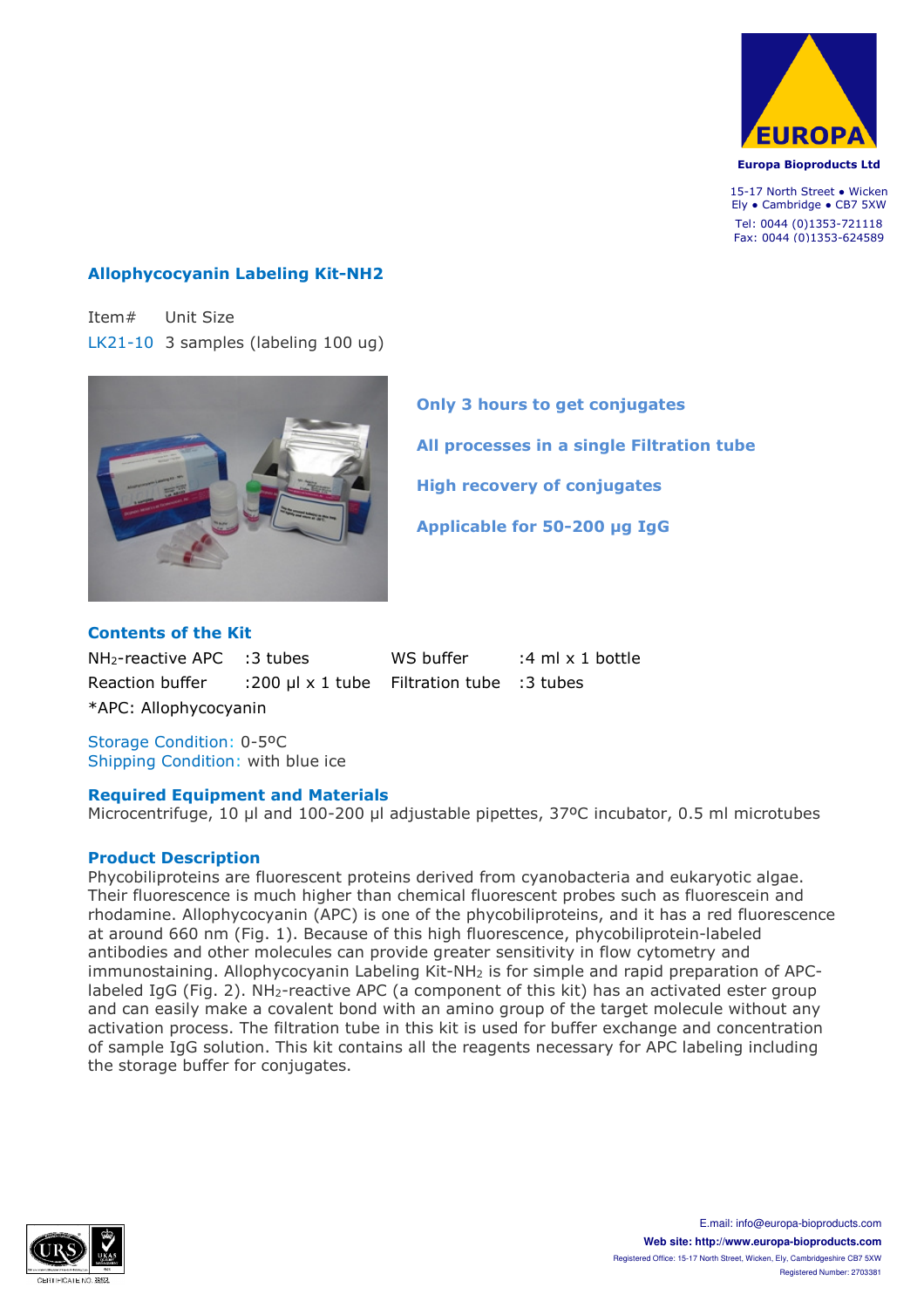Europa Bioproducts Ltd

15-17 North Street • Wicken
Ely • Cambridge • CB7 5XW
Tel: 0044 (0)1353-721118
Fax: 0044 (0)1353-624589

## Allophycocyanin Labeling Kit-NH2

| Item# | Unit Size |
|---|---|
| LK21-10 | 3 samples (labeling 100 ug) |

**Only 3 hours to get conjugates**

**All processes in a single Filtration tube**

**High recovery of conjugates**

**Applicable for 50-200 µg IgG**

### Contents of the Kit

| | | | |
|---|---|---|---|
| $NH_2$-reactive APC | :3 tubes | WS buffer | :4 ml x 1 bottle |
| Reaction buffer | :200 µl x 1 tube | Filtration tube | :3 tubes |

*APC: Allophycocyanin

Storage Condition: 0-5ºC
Shipping Condition: with blue ice

### Required Equipment and Materials

Microcentrifuge, 10 µl and 100-200 µl adjustable pipettes, 37ºC incubator, 0.5 ml microtubes

### Product Description

Phycobiliproteins are fluorescent proteins derived from cyanobacteria and eukaryotic algae. Their fluorescence is much higher than chemical fluorescent probes such as fluorescein and rhodamine. Allophycocyanin (APC) is one of the phycobiliproteins, and it has a red fluorescence at around 660 nm (Fig. 1). Because of this high fluorescence, phycobiliprotein-labeled antibodies and other molecules can provide greater sensitivity in flow cytometry and immunostaining. Allophycocyanin Labeling Kit-$NH_2$ is for simple and rapid preparation of APC-labeled IgG (Fig. 2). $NH_2$-reactive APC (a component of this kit) has an activated ester group and can easily make a covalent bond with an amino group of the target molecule without any activation process. The filtration tube in this kit is used for buffer exchange and concentration of sample IgG solution. This kit contains all the reagents necessary for APC labeling including the storage buffer for conjugates.

E.mail: info@europa-bioproducts.com
Web site: http://www.europa-bioproducts.com
Registered Office: 15-17 North Street, Wicken, Ely, Cambridgeshire CB7 5XW
Registered Number: 2703381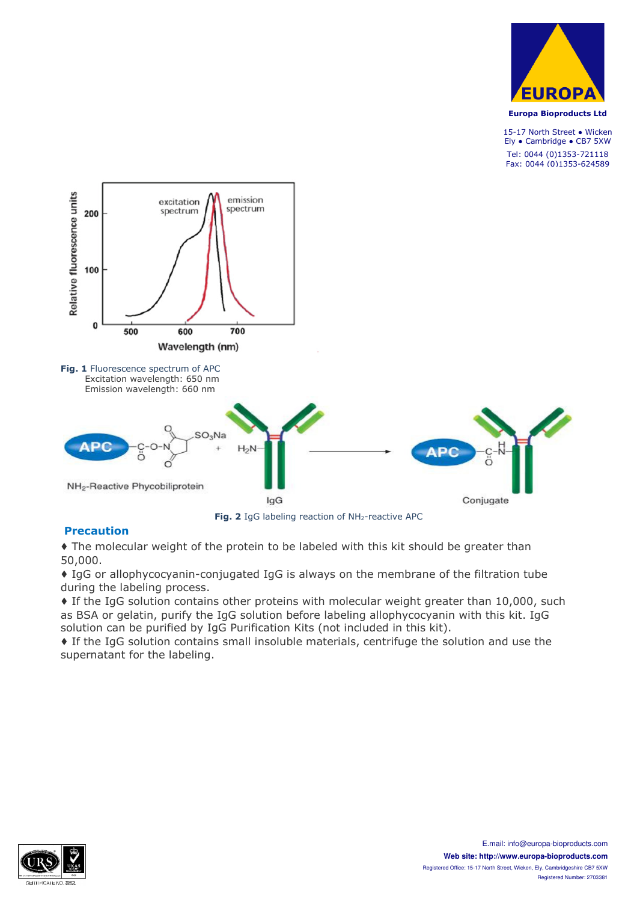Relative fluorescence units

200

100

0

excitation spectrum

emission spectrum

500

600

700

Wavelength (nm)

**Fig. 1** Fluorescence spectrum of APC
Excitation wavelength: 650 nm
Emission wavelength: 660 nm

APC

$SO_3Na$

$H_2N$

APC

$NH_2$-Reactive Phycobiliprotein

IgG

Conjugate

**Fig. 2** IgG labeling reaction of $NH_2$-reactive APC

## Precaution

♦ The molecular weight of the protein to be labeled with this kit should be greater than 50,000.

♦ IgG or allophycocyanin-conjugated IgG is always on the membrane of the filtration tube during the labeling process.

♦ If the IgG solution contains other proteins with molecular weight greater than 10,000, such as BSA or gelatin, purify the IgG solution before labeling allophycocyanin with this kit. IgG solution can be purified by IgG Purification Kits (not included in this kit).

♦ If the IgG solution contains small insoluble materials, centrifuge the solution and use the supernatant for the labeling.